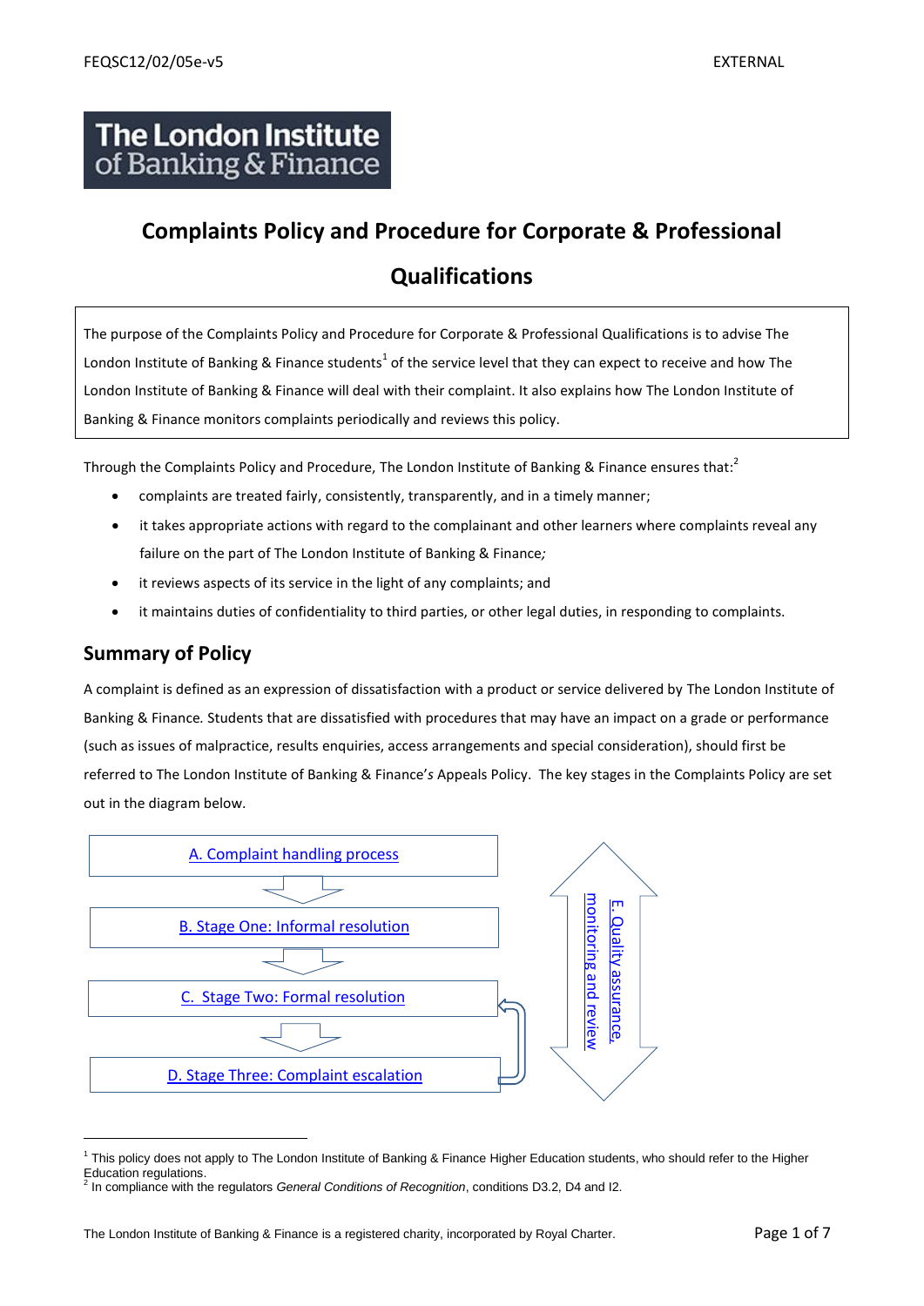FEQSC12/02/05e-v5 EXTERNAL

**The London Institute of Banking & Finance**

# Complaints Policy and Procedure for Corporate & Professional Qualifications

The purpose of the Complaints Policy and Procedure for Corporate & Professional Qualifications is to advise The London Institute of Banking & Finance students[1] of the service level that they can expect to receive and how The London Institute of Banking & Finance will deal with their complaint. It also explains how The London Institute of Banking & Finance monitors complaints periodically and reviews this policy.

Through the Complaints Policy and Procedure, The London Institute of Banking & Finance ensures that:[2]

- complaints are treated fairly, consistently, transparently, and in a timely manner;
- it takes appropriate actions with regard to the complainant and other learners where complaints reveal any failure on the part of The London Institute of Banking & Finance*;*
- it reviews aspects of its service in the light of any complaints; and
- it maintains duties of confidentiality to third parties, or other legal duties, in responding to complaints.

## Summary of Policy

A complaint is defined as an expression of dissatisfaction with a product or service delivered by The London Institute of Banking & Finance*.* Students that are dissatisfied with procedures that may have an impact on a grade or performance (such as issues of malpractice, results enquiries, access arrangements and special consideration), should first be referred to The London Institute of Banking & Finance'*s* Appeals Policy. The key stages in the Complaints Policy are set out in the diagram below.

A. Complaint handling process

↓

B. Stage One: Informal resolution

↓

C. Stage Two: Formal resolution

↓

D. Stage Three: Complaint escalation

E. Quality assurance, monitoring and review

---

[1] This policy does not apply to The London Institute of Banking & Finance Higher Education students, who should refer to the Higher Education regulations.

[2] In compliance with the regulators *General Conditions of Recognition*, conditions D3.2, D4 and I2.

The London Institute of Banking & Finance is a registered charity, incorporated by Royal Charter.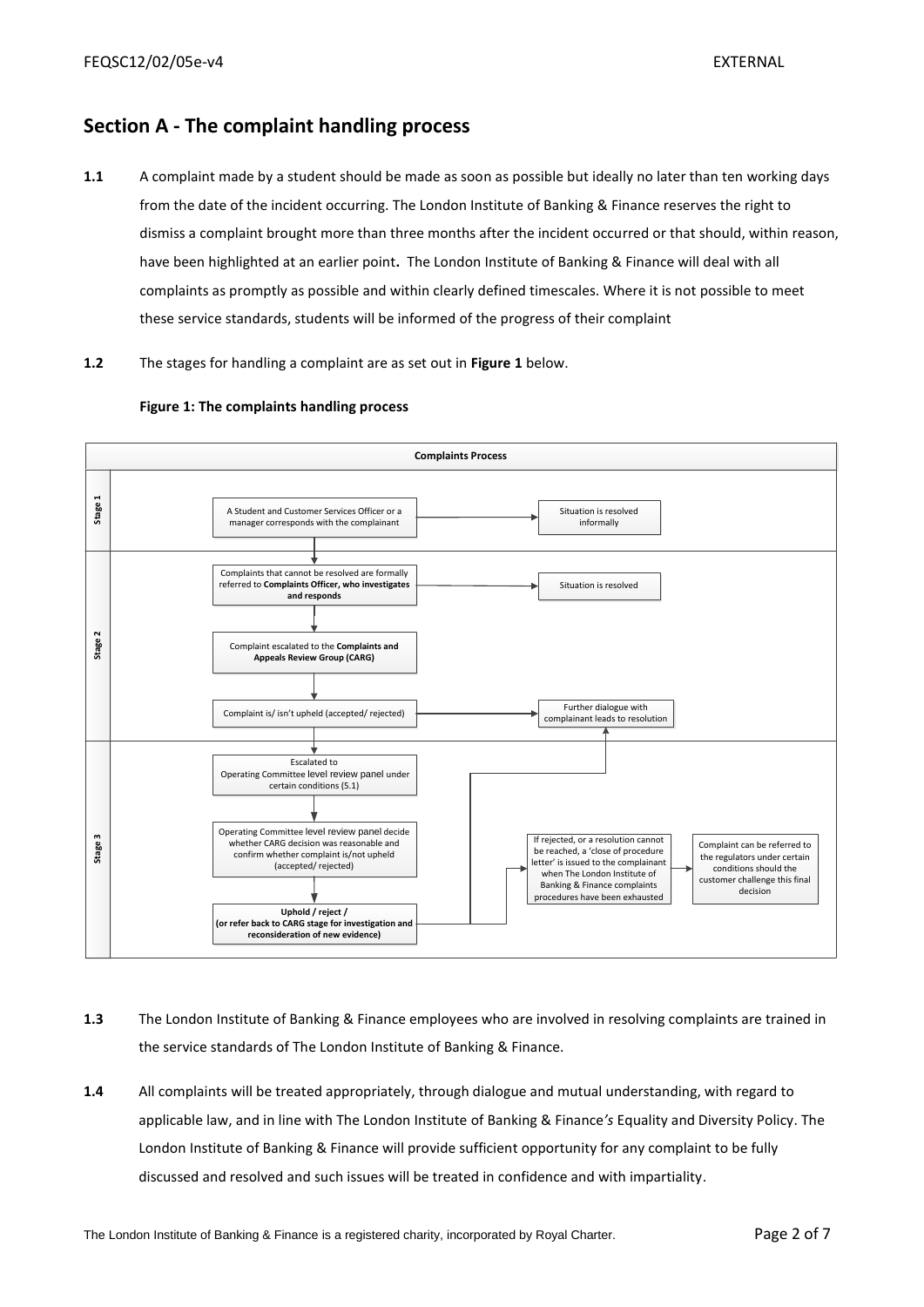## Section A - The complaint handling process

**1.1** A complaint made by a student should be made as soon as possible but ideally no later than ten working days from the date of the incident occurring. The London Institute of Banking & Finance reserves the right to dismiss a complaint brought more than three months after the incident occurred or that should, within reason, have been highlighted at an earlier point**.** The London Institute of Banking & Finance will deal with all complaints as promptly as possible and within clearly defined timescales. Where it is not possible to meet these service standards, students will be informed of the progress of their complaint

**1.2** The stages for handling a complaint are as set out in **Figure 1** below.

**Figure 1: The complaints handling process**

**Complaints Process**

**Stage 1**

- A Student and Customer Services Officer or a manager corresponds with the complainant → Situation is resolved informally

**Stage 2**

- Complaints that cannot be resolved are formally referred to **Complaints Officer, who investigates and responds** → Situation is resolved
- Complaint escalated to the **Complaints and Appeals Review Group (CARG)**
- Complaint is/ isn't upheld (accepted/ rejected) → Further dialogue with complainant leads to resolution

**Stage 3**

- Escalated to Operating Committee level review panel under certain conditions (5.1)
- Operating Committee level review panel decide whether CARG decision was reasonable and confirm whether complaint is/not upheld (accepted/ rejected)
- **Uphold / reject / (or refer back to CARG stage for investigation and reconsideration of new evidence)** → Further dialogue with complainant leads to resolution
- If rejected, or a resolution cannot be reached, a 'close of procedure letter' is issued to the complainant when The London Institute of Banking & Finance complaints procedures have been exhausted → Complaint can be referred to the regulators under certain conditions should the customer challenge this final decision

**1.3** The London Institute of Banking & Finance employees who are involved in resolving complaints are trained in the service standards of The London Institute of Banking & Finance.

**1.4** All complaints will be treated appropriately, through dialogue and mutual understanding, with regard to applicable law, and in line with The London Institute of Banking & Finance*'s* Equality and Diversity Policy. The London Institute of Banking & Finance will provide sufficient opportunity for any complaint to be fully discussed and resolved and such issues will be treated in confidence and with impartiality.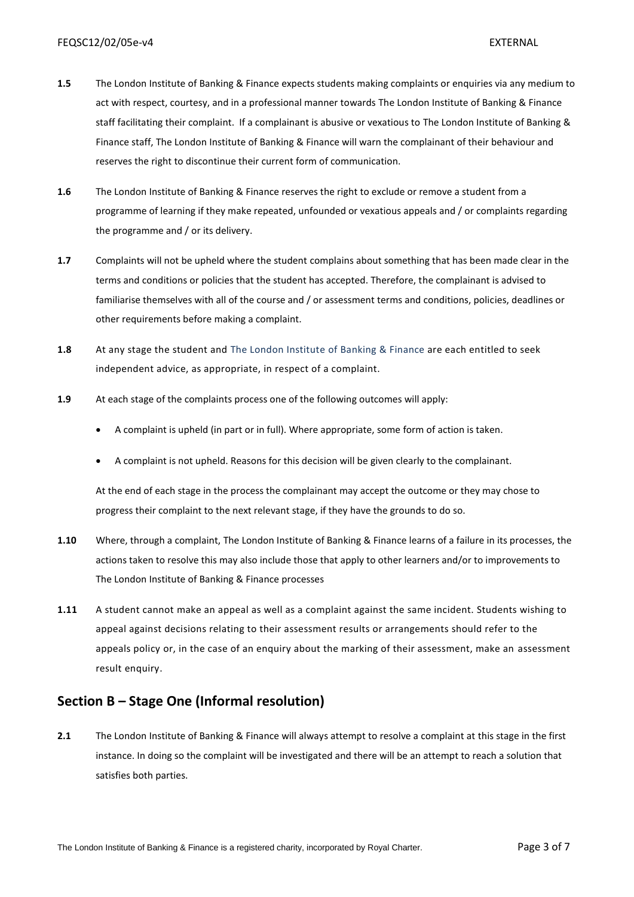**1.5** The London Institute of Banking & Finance expects students making complaints or enquiries via any medium to act with respect, courtesy, and in a professional manner towards The London Institute of Banking & Finance staff facilitating their complaint. If a complainant is abusive or vexatious to The London Institute of Banking & Finance staff, The London Institute of Banking & Finance will warn the complainant of their behaviour and reserves the right to discontinue their current form of communication.

**1.6** The London Institute of Banking & Finance reserves the right to exclude or remove a student from a programme of learning if they make repeated, unfounded or vexatious appeals and / or complaints regarding the programme and / or its delivery.

**1.7** Complaints will not be upheld where the student complains about something that has been made clear in the terms and conditions or policies that the student has accepted. Therefore, the complainant is advised to familiarise themselves with all of the course and / or assessment terms and conditions, policies, deadlines or other requirements before making a complaint.

**1.8** At any stage the student and The London Institute of Banking & Finance are each entitled to seek independent advice, as appropriate, in respect of a complaint.

**1.9** At each stage of the complaints process one of the following outcomes will apply:

- A complaint is upheld (in part or in full). Where appropriate, some form of action is taken.
- A complaint is not upheld. Reasons for this decision will be given clearly to the complainant.

At the end of each stage in the process the complainant may accept the outcome or they may chose to progress their complaint to the next relevant stage, if they have the grounds to do so.

**1.10** Where, through a complaint, The London Institute of Banking & Finance learns of a failure in its processes, the actions taken to resolve this may also include those that apply to other learners and/or to improvements to The London Institute of Banking & Finance processes

**1.11** A student cannot make an appeal as well as a complaint against the same incident. Students wishing to appeal against decisions relating to their assessment results or arrangements should refer to the appeals policy or, in the case of an enquiry about the marking of their assessment, make an assessment result enquiry.

## Section B – Stage One (Informal resolution)

**2.1** The London Institute of Banking & Finance will always attempt to resolve a complaint at this stage in the first instance. In doing so the complaint will be investigated and there will be an attempt to reach a solution that satisfies both parties.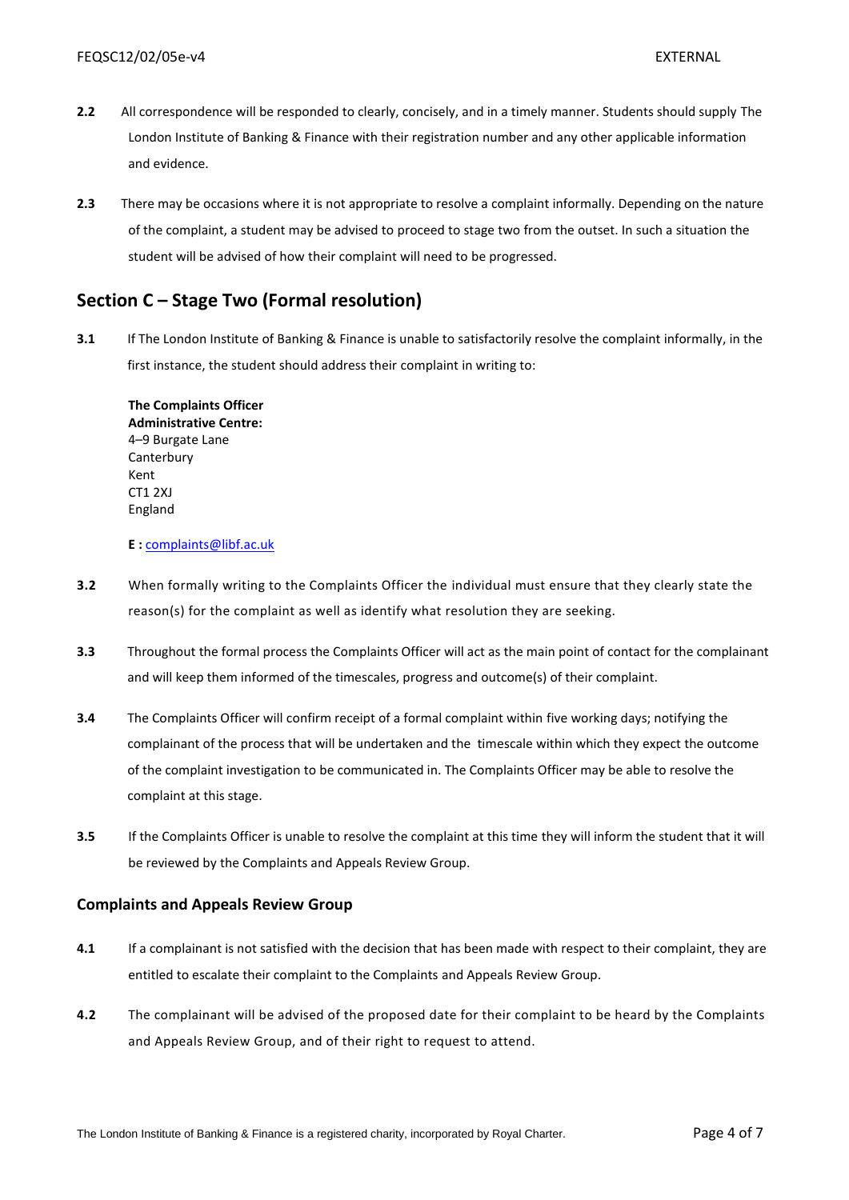**2.2** All correspondence will be responded to clearly, concisely, and in a timely manner. Students should supply The London Institute of Banking & Finance with their registration number and any other applicable information and evidence.

**2.3** There may be occasions where it is not appropriate to resolve a complaint informally. Depending on the nature of the complaint, a student may be advised to proceed to stage two from the outset. In such a situation the student will be advised of how their complaint will need to be progressed.

## Section C – Stage Two (Formal resolution)

**3.1** If The London Institute of Banking & Finance is unable to satisfactorily resolve the complaint informally, in the first instance, the student should address their complaint in writing to:

**The Complaints Officer**
**Administrative Centre:**
4–9 Burgate Lane
Canterbury
Kent
CT1 2XJ
England

**E :** complaints@libf.ac.uk

**3.2** When formally writing to the Complaints Officer the individual must ensure that they clearly state the reason(s) for the complaint as well as identify what resolution they are seeking.

**3.3** Throughout the formal process the Complaints Officer will act as the main point of contact for the complainant and will keep them informed of the timescales, progress and outcome(s) of their complaint.

**3.4** The Complaints Officer will confirm receipt of a formal complaint within five working days; notifying the complainant of the process that will be undertaken and the timescale within which they expect the outcome of the complaint investigation to be communicated in. The Complaints Officer may be able to resolve the complaint at this stage.

**3.5** If the Complaints Officer is unable to resolve the complaint at this time they will inform the student that it will be reviewed by the Complaints and Appeals Review Group.

### Complaints and Appeals Review Group

**4.1** If a complainant is not satisfied with the decision that has been made with respect to their complaint, they are entitled to escalate their complaint to the Complaints and Appeals Review Group.

**4.2** The complainant will be advised of the proposed date for their complaint to be heard by the Complaints and Appeals Review Group, and of their right to request to attend.

The London Institute of Banking & Finance is a registered charity, incorporated by Royal Charter.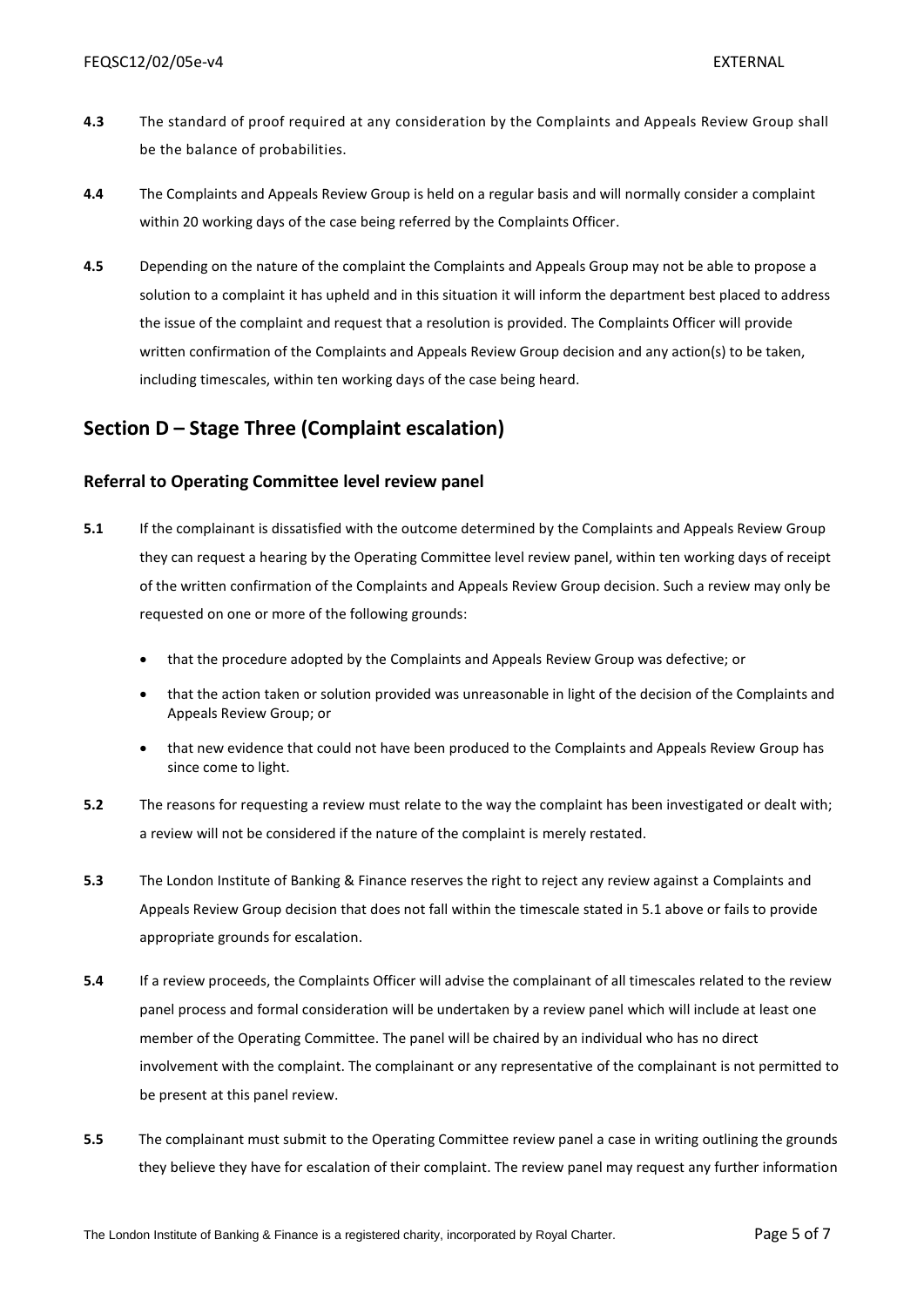**4.3** The standard of proof required at any consideration by the Complaints and Appeals Review Group shall be the balance of probabilities.

**4.4** The Complaints and Appeals Review Group is held on a regular basis and will normally consider a complaint within 20 working days of the case being referred by the Complaints Officer.

**4.5** Depending on the nature of the complaint the Complaints and Appeals Group may not be able to propose a solution to a complaint it has upheld and in this situation it will inform the department best placed to address the issue of the complaint and request that a resolution is provided. The Complaints Officer will provide written confirmation of the Complaints and Appeals Review Group decision and any action(s) to be taken, including timescales, within ten working days of the case being heard.

## Section D – Stage Three (Complaint escalation)

### Referral to Operating Committee level review panel

**5.1** If the complainant is dissatisfied with the outcome determined by the Complaints and Appeals Review Group they can request a hearing by the Operating Committee level review panel, within ten working days of receipt of the written confirmation of the Complaints and Appeals Review Group decision. Such a review may only be requested on one or more of the following grounds:

- that the procedure adopted by the Complaints and Appeals Review Group was defective; or
- that the action taken or solution provided was unreasonable in light of the decision of the Complaints and Appeals Review Group; or
- that new evidence that could not have been produced to the Complaints and Appeals Review Group has since come to light.

**5.2** The reasons for requesting a review must relate to the way the complaint has been investigated or dealt with; a review will not be considered if the nature of the complaint is merely restated.

**5.3** The London Institute of Banking & Finance reserves the right to reject any review against a Complaints and Appeals Review Group decision that does not fall within the timescale stated in 5.1 above or fails to provide appropriate grounds for escalation.

**5.4** If a review proceeds, the Complaints Officer will advise the complainant of all timescales related to the review panel process and formal consideration will be undertaken by a review panel which will include at least one member of the Operating Committee. The panel will be chaired by an individual who has no direct involvement with the complaint. The complainant or any representative of the complainant is not permitted to be present at this panel review.

**5.5** The complainant must submit to the Operating Committee review panel a case in writing outlining the grounds they believe they have for escalation of their complaint. The review panel may request any further information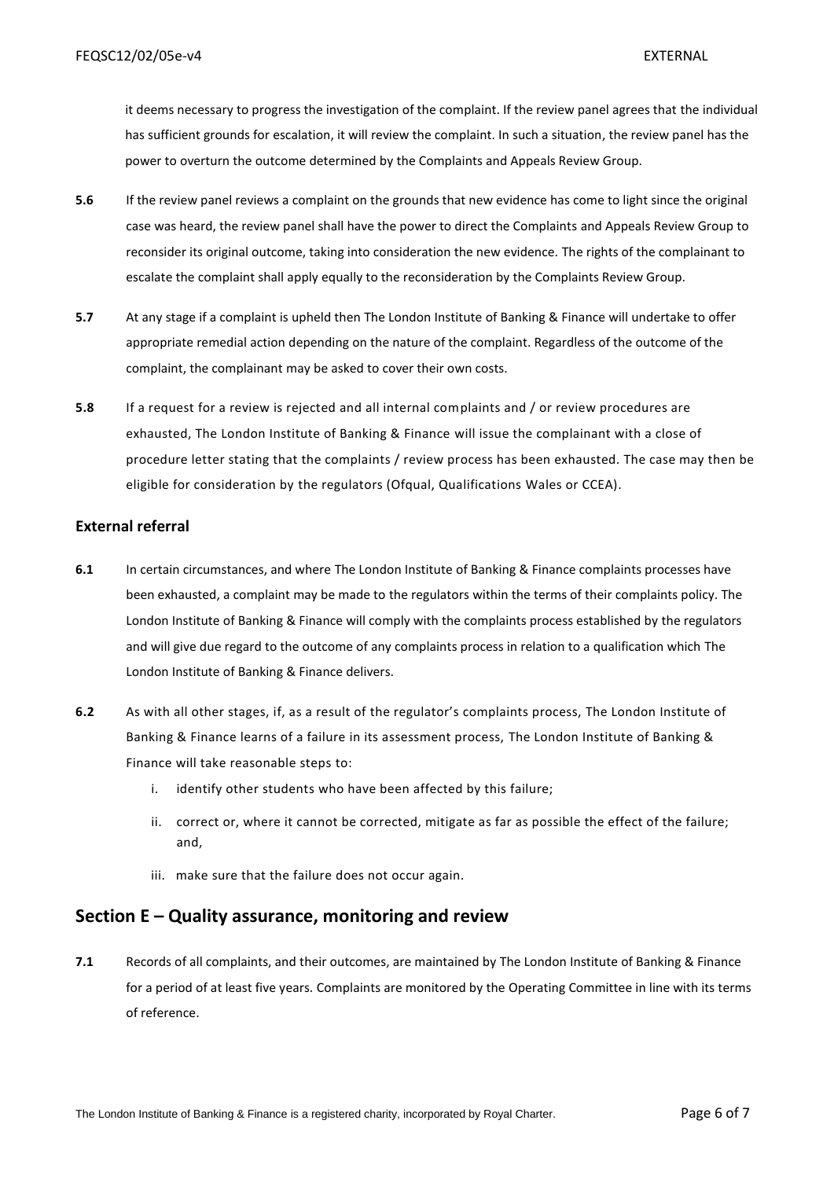it deems necessary to progress the investigation of the complaint. If the review panel agrees that the individual has sufficient grounds for escalation, it will review the complaint. In such a situation, the review panel has the power to overturn the outcome determined by the Complaints and Appeals Review Group.

**5.6** If the review panel reviews a complaint on the grounds that new evidence has come to light since the original case was heard, the review panel shall have the power to direct the Complaints and Appeals Review Group to reconsider its original outcome, taking into consideration the new evidence. The rights of the complainant to escalate the complaint shall apply equally to the reconsideration by the Complaints Review Group.

**5.7** At any stage if a complaint is upheld then The London Institute of Banking & Finance will undertake to offer appropriate remedial action depending on the nature of the complaint. Regardless of the outcome of the complaint, the complainant may be asked to cover their own costs.

**5.8** If a request for a review is rejected and all internal complaints and / or review procedures are exhausted, The London Institute of Banking & Finance will issue the complainant with a close of procedure letter stating that the complaints / review process has been exhausted. The case may then be eligible for consideration by the regulators (Ofqual, Qualifications Wales or CCEA).

### External referral

**6.1** In certain circumstances, and where The London Institute of Banking & Finance complaints processes have been exhausted, a complaint may be made to the regulators within the terms of their complaints policy. The London Institute of Banking & Finance will comply with the complaints process established by the regulators and will give due regard to the outcome of any complaints process in relation to a qualification which The London Institute of Banking & Finance delivers.

**6.2** As with all other stages, if, as a result of the regulator's complaints process, The London Institute of Banking & Finance learns of a failure in its assessment process, The London Institute of Banking & Finance will take reasonable steps to:

i. identify other students who have been affected by this failure;

ii. correct or, where it cannot be corrected, mitigate as far as possible the effect of the failure; and,

iii. make sure that the failure does not occur again.

## Section E – Quality assurance, monitoring and review

**7.1** Records of all complaints, and their outcomes, are maintained by The London Institute of Banking & Finance for a period of at least five years. Complaints are monitored by the Operating Committee in line with its terms of reference.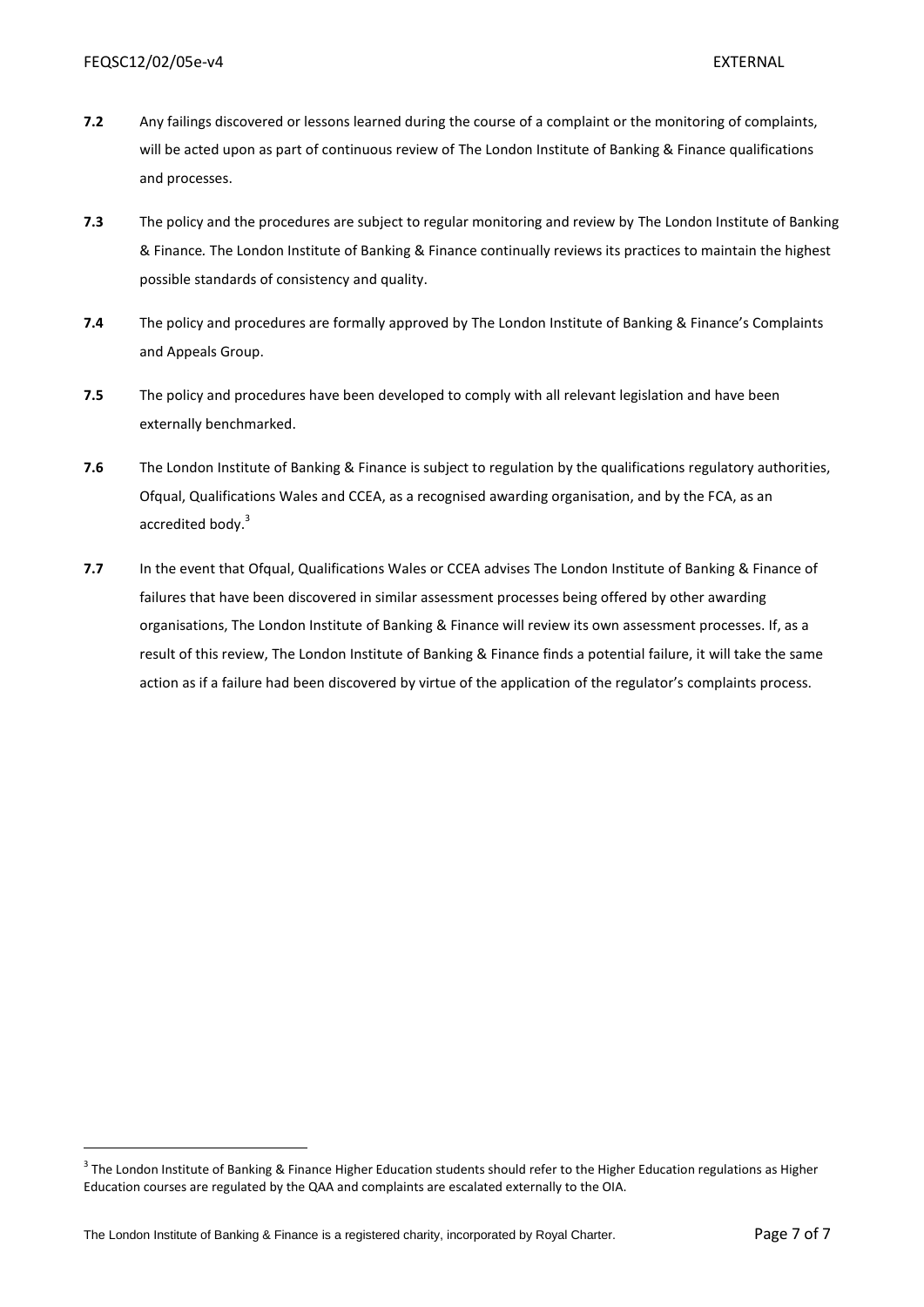**7.2** Any failings discovered or lessons learned during the course of a complaint or the monitoring of complaints, will be acted upon as part of continuous review of The London Institute of Banking & Finance qualifications and processes.

**7.3** The policy and the procedures are subject to regular monitoring and review by The London Institute of Banking & Finance. The London Institute of Banking & Finance continually reviews its practices to maintain the highest possible standards of consistency and quality.

**7.4** The policy and procedures are formally approved by The London Institute of Banking & Finance's Complaints and Appeals Group.

**7.5** The policy and procedures have been developed to comply with all relevant legislation and have been externally benchmarked.

**7.6** The London Institute of Banking & Finance is subject to regulation by the qualifications regulatory authorities, Ofqual, Qualifications Wales and CCEA, as a recognised awarding organisation, and by the FCA, as an accredited body.[3]

**7.7** In the event that Ofqual, Qualifications Wales or CCEA advises The London Institute of Banking & Finance of failures that have been discovered in similar assessment processes being offered by other awarding organisations, The London Institute of Banking & Finance will review its own assessment processes. If, as a result of this review, The London Institute of Banking & Finance finds a potential failure, it will take the same action as if a failure had been discovered by virtue of the application of the regulator's complaints process.

[3] The London Institute of Banking & Finance Higher Education students should refer to the Higher Education regulations as Higher Education courses are regulated by the QAA and complaints are escalated externally to the OIA.

The London Institute of Banking & Finance is a registered charity, incorporated by Royal Charter.